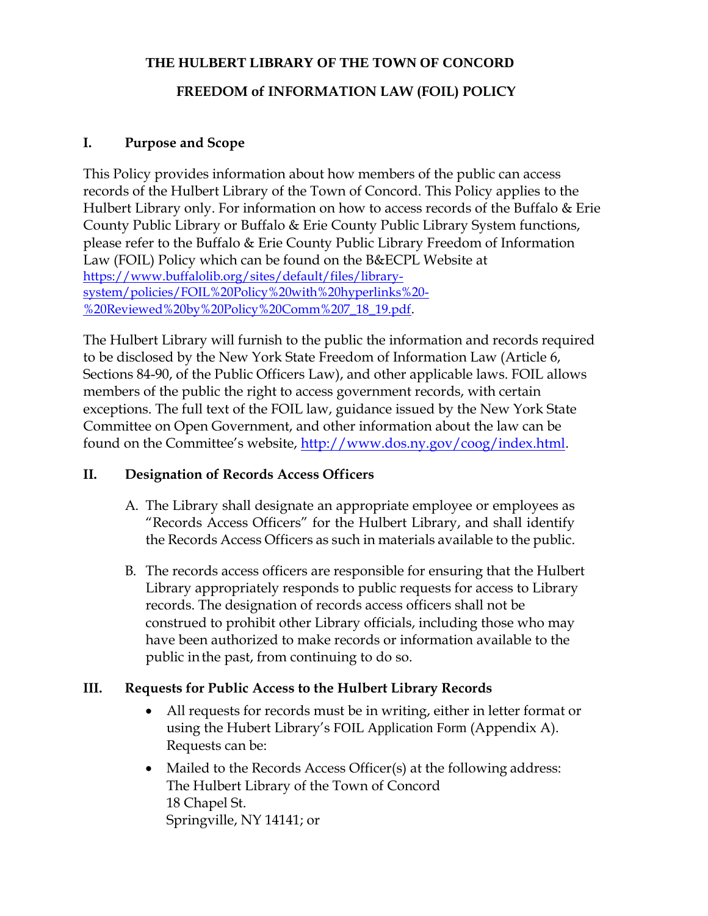**THE HULBERT LIBRARY OF THE TOWN OF CONCORD**

**FREEDOM of INFORMATION LAW (FOIL) POLICY**

## I. Purpose and Scope

This Policy provides information about how members of the public can access records of the Hulbert Library of the Town of Concord. This Policy applies to the Hulbert Library only. For information on how to access records of the Buffalo & Erie County Public Library or Buffalo & Erie County Public Library System functions, please refer to the Buffalo & Erie County Public Library Freedom of Information Law (FOIL) Policy which can be found on the B&ECPL Website at [https://www.buffalolib.org/sites/default/files/library-system/policies/FOIL%20Policy%20with%20hyperlinks%20-%20Reviewed%20by%20Policy%20Comm%207_18_19.pdf](https://www.buffalolib.org/sites/default/files/library-system/policies/FOIL%20Policy%20with%20hyperlinks%20-%20Reviewed%20by%20Policy%20Comm%207_18_19.pdf).

The Hulbert Library will furnish to the public the information and records required to be disclosed by the New York State Freedom of Information Law (Article 6, Sections 84-90, of the Public Officers Law), and other applicable laws. FOIL allows members of the public the right to access government records, with certain exceptions. The full text of the FOIL law, guidance issued by the New York State Committee on Open Government, and other information about the law can be found on the Committee's website, [http://www.dos.ny.gov/coog/index.html](http://www.dos.ny.gov/coog/index.html).

## II. Designation of Records Access Officers

A. The Library shall designate an appropriate employee or employees as "Records Access Officers" for the Hulbert Library, and shall identify the Records Access Officers as such in materials available to the public.

B. The records access officers are responsible for ensuring that the Hulbert Library appropriately responds to public requests for access to Library records. The designation of records access officers shall not be construed to prohibit other Library officials, including those who may have been authorized to make records or information available to the public in the past, from continuing to do so.

## III. Requests for Public Access to the Hulbert Library Records

- All requests for records must be in writing, either in letter format or using the Hubert Library's FOIL Application Form (Appendix A). Requests can be:
- Mailed to the Records Access Officer(s) at the following address:
  The Hulbert Library of the Town of Concord
  18 Chapel St.
  Springville, NY 14141; or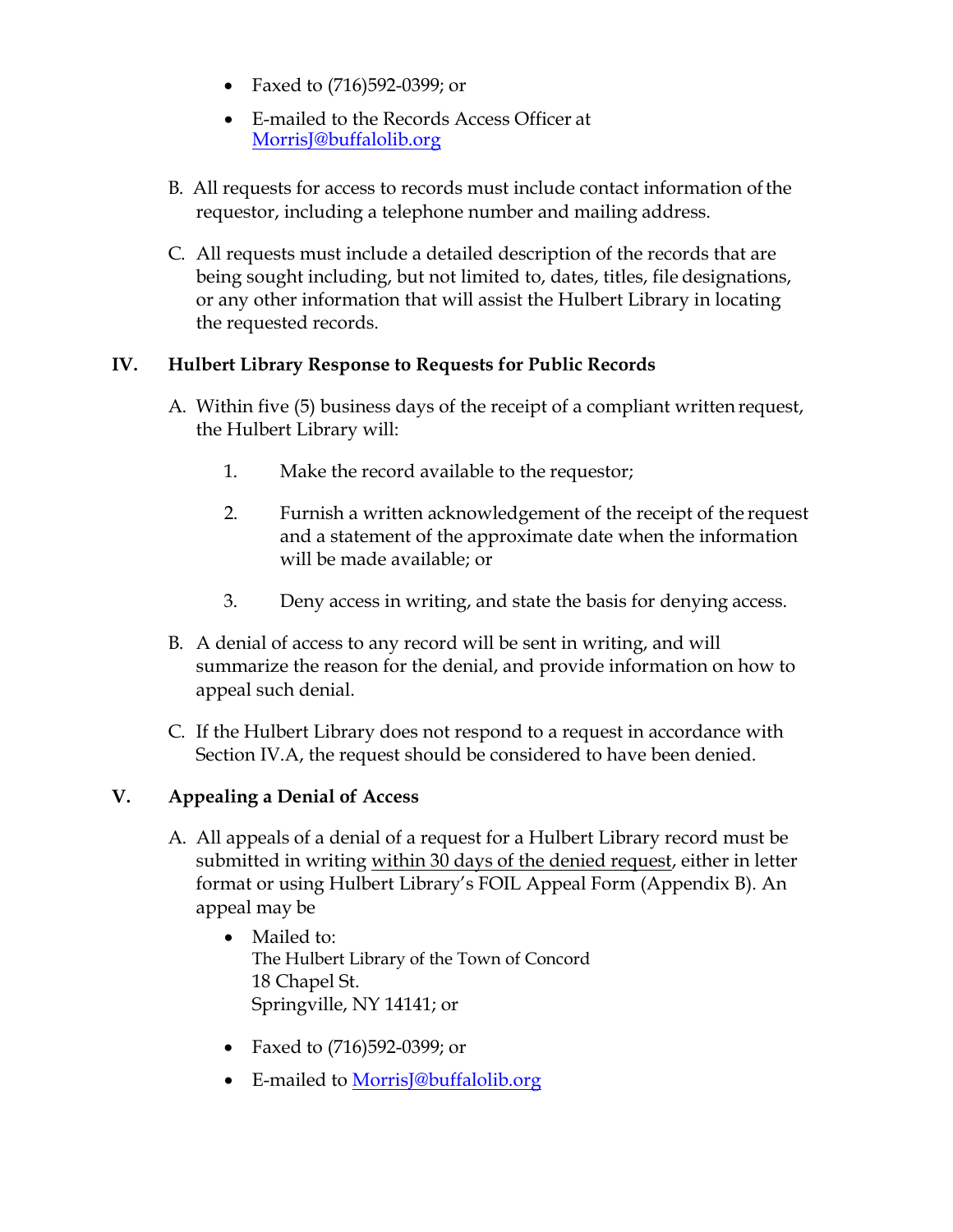- Faxed to (716)592-0399; or
- E-mailed to the Records Access Officer at MorrisJ@buffalolib.org

B. All requests for access to records must include contact information of the requestor, including a telephone number and mailing address.

C. All requests must include a detailed description of the records that are being sought including, but not limited to, dates, titles, file designations, or any other information that will assist the Hulbert Library in locating the requested records.

## IV. Hulbert Library Response to Requests for Public Records

A. Within five (5) business days of the receipt of a compliant written request, the Hulbert Library will:

1. Make the record available to the requestor;
2. Furnish a written acknowledgement of the receipt of the request and a statement of the approximate date when the information will be made available; or
3. Deny access in writing, and state the basis for denying access.

B. A denial of access to any record will be sent in writing, and will summarize the reason for the denial, and provide information on how to appeal such denial.

C. If the Hulbert Library does not respond to a request in accordance with Section IV.A, the request should be considered to have been denied.

## V. Appealing a Denial of Access

A. All appeals of a denial of a request for a Hulbert Library record must be submitted in writing within 30 days of the denied request, either in letter format or using Hulbert Library's FOIL Appeal Form (Appendix B). An appeal may be

- Mailed to:
  The Hulbert Library of the Town of Concord
  18 Chapel St.
  Springville, NY 14141; or
- Faxed to (716)592-0399; or
- E-mailed to MorrisJ@buffalolib.org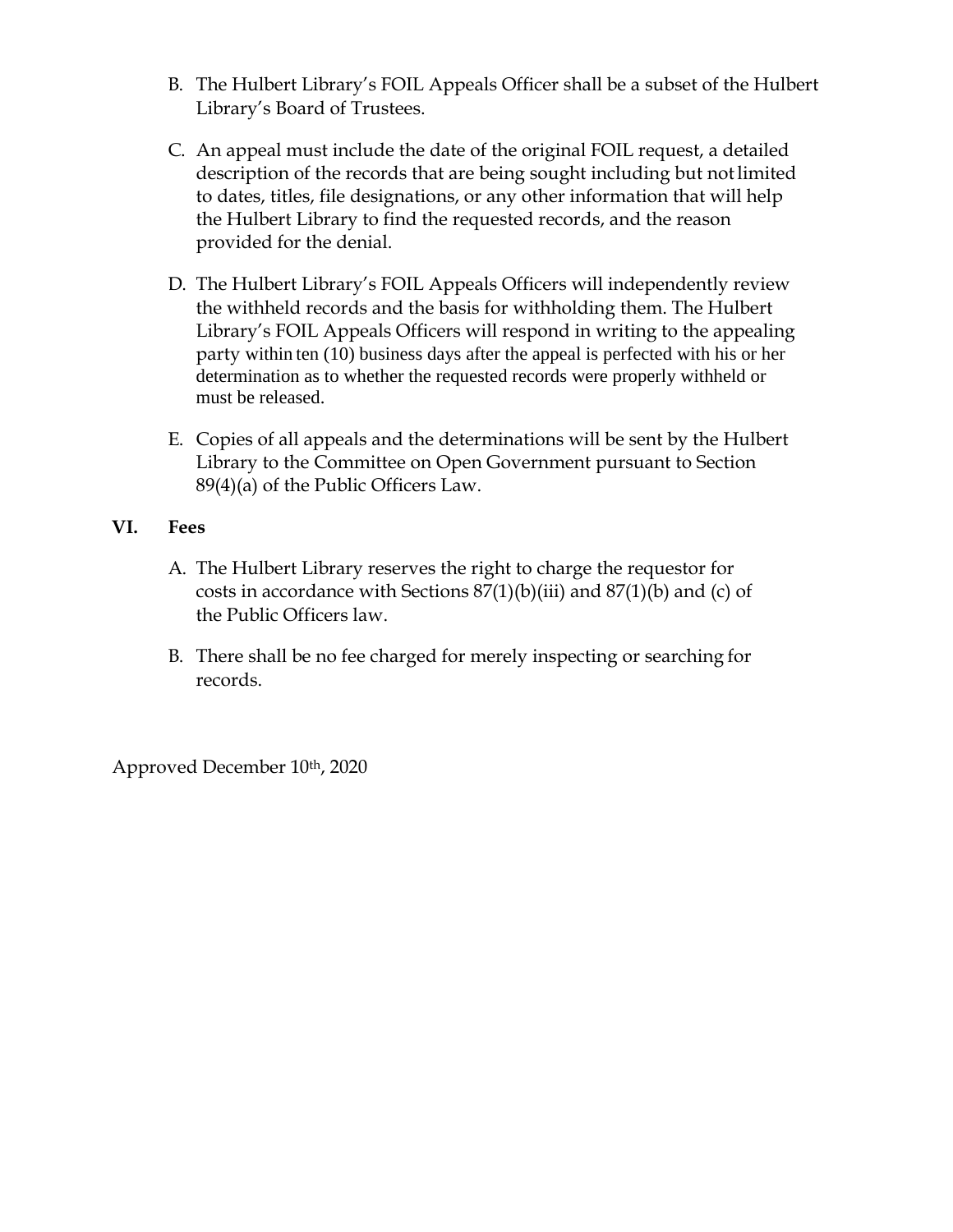B. The Hulbert Library's FOIL Appeals Officer shall be a subset of the Hulbert Library's Board of Trustees.

C. An appeal must include the date of the original FOIL request, a detailed description of the records that are being sought including but not limited to dates, titles, file designations, or any other information that will help the Hulbert Library to find the requested records, and the reason provided for the denial.

D. The Hulbert Library's FOIL Appeals Officers will independently review the withheld records and the basis for withholding them. The Hulbert Library's FOIL Appeals Officers will respond in writing to the appealing party within ten (10) business days after the appeal is perfected with his or her determination as to whether the requested records were properly withheld or must be released.

E. Copies of all appeals and the determinations will be sent by the Hulbert Library to the Committee on Open Government pursuant to Section 89(4)(a) of the Public Officers Law.

## VI. Fees

A. The Hulbert Library reserves the right to charge the requestor for costs in accordance with Sections 87(1)(b)(iii) and 87(1)(b) and (c) of the Public Officers law.

B. There shall be no fee charged for merely inspecting or searching for records.

Approved December 10th, 2020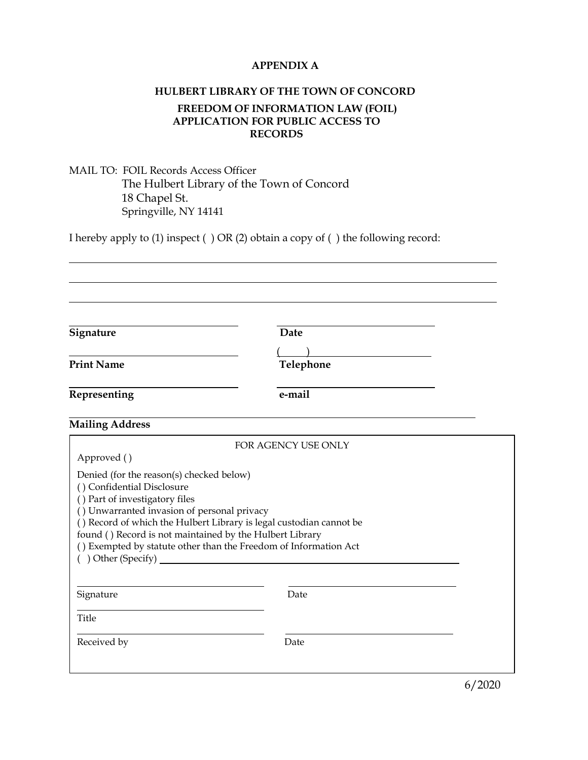**APPENDIX A**

**HULBERT LIBRARY OF THE TOWN OF CONCORD**

**FREEDOM OF INFORMATION LAW (FOIL) APPLICATION FOR PUBLIC ACCESS TO RECORDS**

MAIL TO: FOIL Records Access Officer
The Hulbert Library of the Town of Concord
18 Chapel St.
Springville, NY 14141

I hereby apply to (1) inspect ( ) OR (2) obtain a copy of ( ) the following record:

\_\_\_\_\_\_\_\_\_\_\_\_\_\_\_\_\_\_\_\_\_\_\_\_\_\_\_\_\_\_\_\_\_\_\_\_\_\_\_\_\_\_\_\_\_\_\_\_\_\_\_\_\_\_\_\_\_\_\_\_\_\_\_\_

\_\_\_\_\_\_\_\_\_\_\_\_\_\_\_\_\_\_\_\_\_\_\_\_\_\_\_\_\_\_\_\_\_\_\_\_\_\_\_\_\_\_\_\_\_\_\_\_\_\_\_\_\_\_\_\_\_\_\_\_\_\_\_\_

\_\_\_\_\_\_\_\_\_\_\_\_\_\_\_\_\_\_\_\_\_\_\_\_\_\_\_\_\_\_\_\_\_\_\_\_\_\_\_\_\_\_\_\_\_\_\_\_\_\_\_\_\_\_\_\_\_\_\_\_\_\_\_\_

| | |
|---|---|
| **Signature** | **Date** |
| **Print Name** | ( ) **Telephone** |
| **Representing** | **e-mail** |

**Mailing Address**

---

FOR AGENCY USE ONLY

Approved ( )

Denied (for the reason(s) checked below)
( ) Confidential Disclosure
( ) Part of investigatory files
( ) Unwarranted invasion of personal privacy
( ) Record of which the Hulbert Library is legal custodian cannot be found ( ) Record is not maintained by the Hulbert Library
( ) Exempted by statute other than the Freedom of Information Act
( ) Other (Specify) \_\_\_\_\_\_\_\_\_\_\_\_\_\_\_\_\_\_\_\_\_\_\_\_\_\_\_\_\_\_

| | |
|---|---|
| Signature | Date |
| Title | |
| Received by | Date |

---

6/2020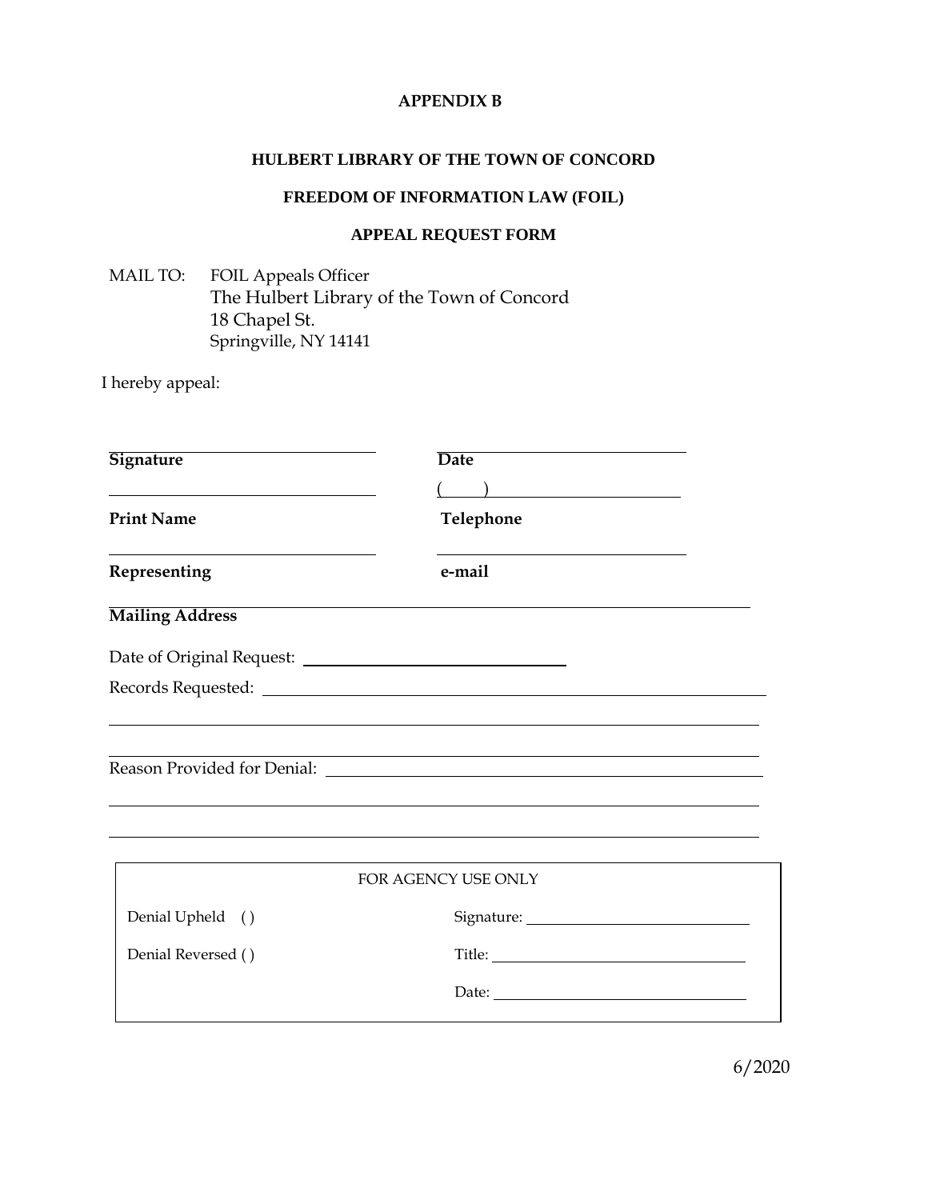**APPENDIX B**

**HULBERT LIBRARY OF THE TOWN OF CONCORD**

**FREEDOM OF INFORMATION LAW (FOIL)**

**APPEAL REQUEST FORM**

MAIL TO: FOIL Appeals Officer
The Hulbert Library of the Town of Concord
18 Chapel St.
Springville, NY 14141

I hereby appeal:

| | |
|---|---|
| ______________________________ | ______________________________ |
| **Signature** | **Date** |
| ______________________________ | (      ) ______________________ |
| **Print Name** | **Telephone** |
| ______________________________ | ______________________________ |
| **Representing** | **e-mail** |

______________________________________________________________________

**Mailing Address**

Date of Original Request: ______________________________

Records Requested: ______________________________________________________

______________________________________________________________________

______________________________________________________________________

Reason Provided for Denial: ______________________________________________

______________________________________________________________________

______________________________________________________________________

| FOR AGENCY USE ONLY | |
|---|---|
| Denial Upheld ( ) | Signature: ______________________ |
| Denial Reversed ( ) | Title: ______________________ |
| | Date: ______________________ |

6/2020